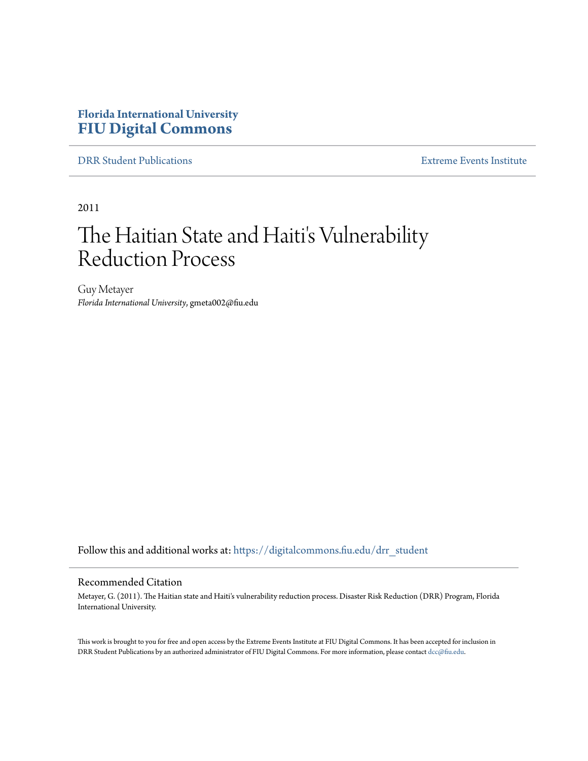**Florida International University**
**FIU Digital Commons**

DRR Student Publications | Extreme Events Institute

2011

# The Haitian State and Haiti's Vulnerability Reduction Process

Guy Metayer
*Florida International University*, gmeta002@fiu.edu

Follow this and additional works at: https://digitalcommons.fiu.edu/drr_student

## Recommended Citation

Metayer, G. (2011). The Haitian state and Haiti's vulnerability reduction process. Disaster Risk Reduction (DRR) Program, Florida International University.

This work is brought to you for free and open access by the Extreme Events Institute at FIU Digital Commons. It has been accepted for inclusion in DRR Student Publications by an authorized administrator of FIU Digital Commons. For more information, please contact dcc@fiu.edu.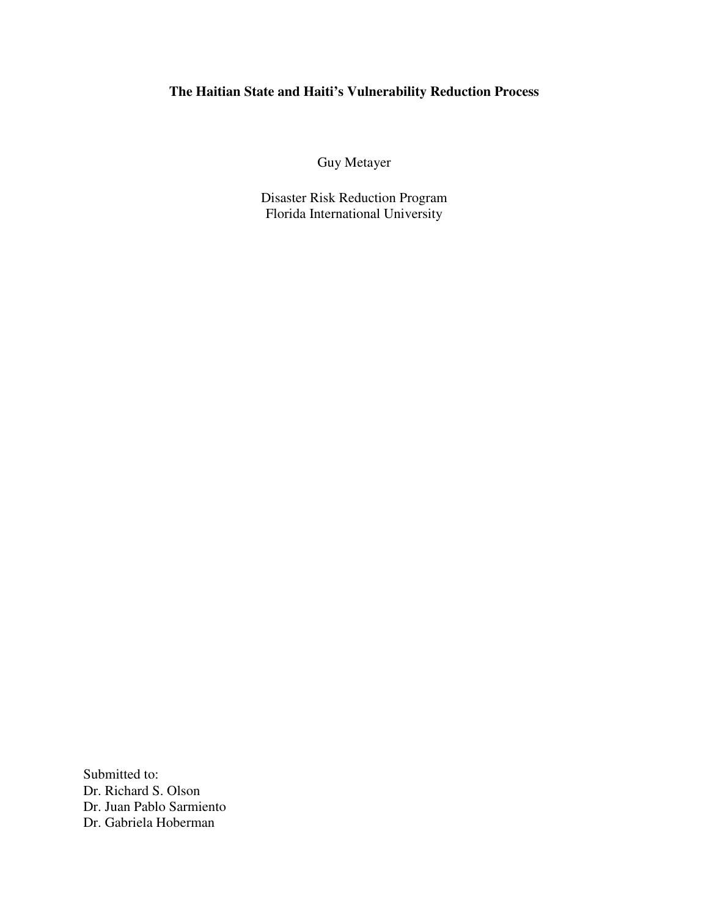# The Haitian State and Haiti's Vulnerability Reduction Process

Guy Metayer

Disaster Risk Reduction Program
Florida International University

Submitted to:
Dr. Richard S. Olson
Dr. Juan Pablo Sarmiento
Dr. Gabriela Hoberman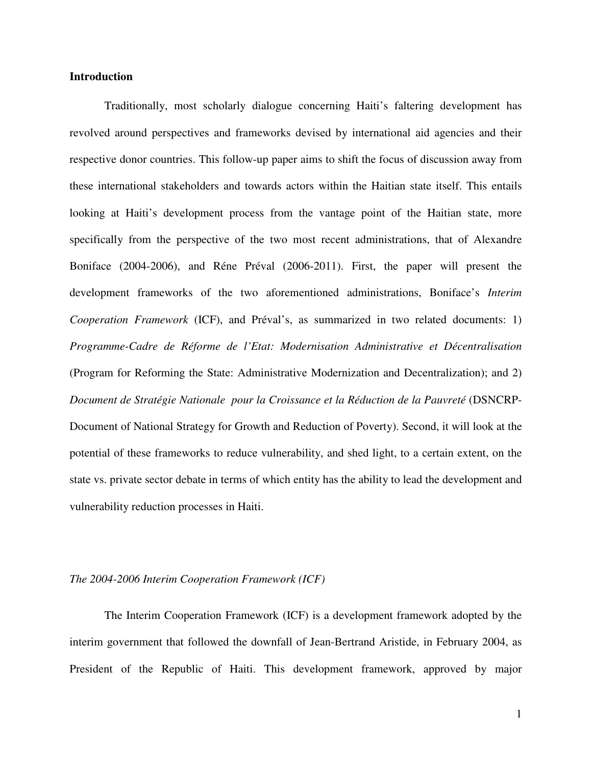## Introduction

Traditionally, most scholarly dialogue concerning Haiti's faltering development has revolved around perspectives and frameworks devised by international aid agencies and their respective donor countries. This follow-up paper aims to shift the focus of discussion away from these international stakeholders and towards actors within the Haitian state itself. This entails looking at Haiti's development process from the vantage point of the Haitian state, more specifically from the perspective of the two most recent administrations, that of Alexandre Boniface (2004-2006), and Réne Préval (2006-2011). First, the paper will present the development frameworks of the two aforementioned administrations, Boniface's *Interim Cooperation Framework* (ICF), and Préval's, as summarized in two related documents: 1) *Programme-Cadre de Réforme de l'Etat: Modernisation Administrative et Décentralisation* (Program for Reforming the State: Administrative Modernization and Decentralization); and 2) *Document de Stratégie Nationale pour la Croissance et la Réduction de la Pauvreté* (DSNCRP-Document of National Strategy for Growth and Reduction of Poverty). Second, it will look at the potential of these frameworks to reduce vulnerability, and shed light, to a certain extent, on the state vs. private sector debate in terms of which entity has the ability to lead the development and vulnerability reduction processes in Haiti.

### *The 2004-2006 Interim Cooperation Framework (ICF)*

The Interim Cooperation Framework (ICF) is a development framework adopted by the interim government that followed the downfall of Jean-Bertrand Aristide, in February 2004, as President of the Republic of Haiti. This development framework, approved by major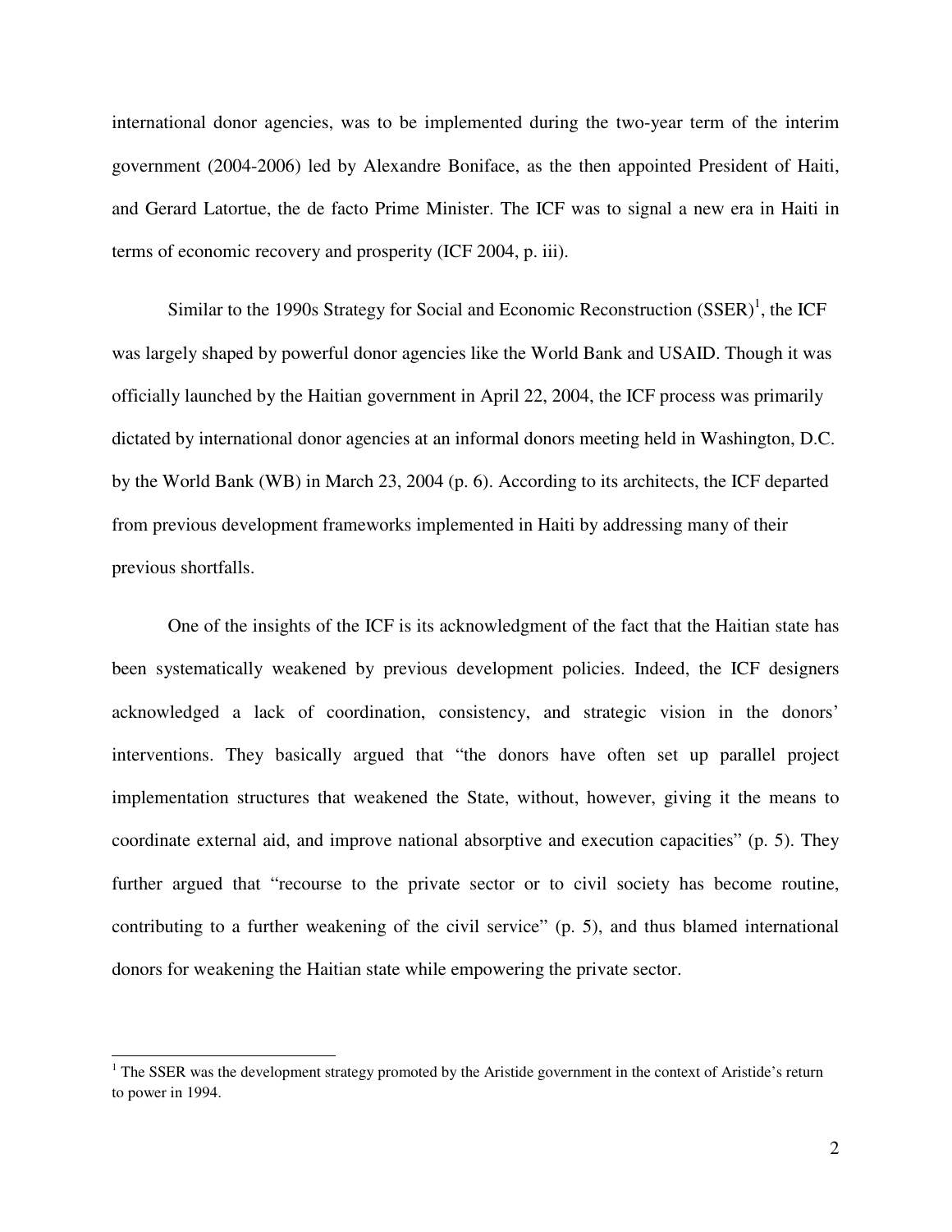international donor agencies, was to be implemented during the two-year term of the interim government (2004-2006) led by Alexandre Boniface, as the then appointed President of Haiti, and Gerard Latortue, the de facto Prime Minister. The ICF was to signal a new era in Haiti in terms of economic recovery and prosperity (ICF 2004, p. iii).

Similar to the 1990s Strategy for Social and Economic Reconstruction (SSER)[1], the ICF was largely shaped by powerful donor agencies like the World Bank and USAID. Though it was officially launched by the Haitian government in April 22, 2004, the ICF process was primarily dictated by international donor agencies at an informal donors meeting held in Washington, D.C. by the World Bank (WB) in March 23, 2004 (p. 6). According to its architects, the ICF departed from previous development frameworks implemented in Haiti by addressing many of their previous shortfalls.

One of the insights of the ICF is its acknowledgment of the fact that the Haitian state has been systematically weakened by previous development policies. Indeed, the ICF designers acknowledged a lack of coordination, consistency, and strategic vision in the donors' interventions. They basically argued that "the donors have often set up parallel project implementation structures that weakened the State, without, however, giving it the means to coordinate external aid, and improve national absorptive and execution capacities" (p. 5). They further argued that "recourse to the private sector or to civil society has become routine, contributing to a further weakening of the civil service" (p. 5), and thus blamed international donors for weakening the Haitian state while empowering the private sector.

---

[1] The SSER was the development strategy promoted by the Aristide government in the context of Aristide's return to power in 1994.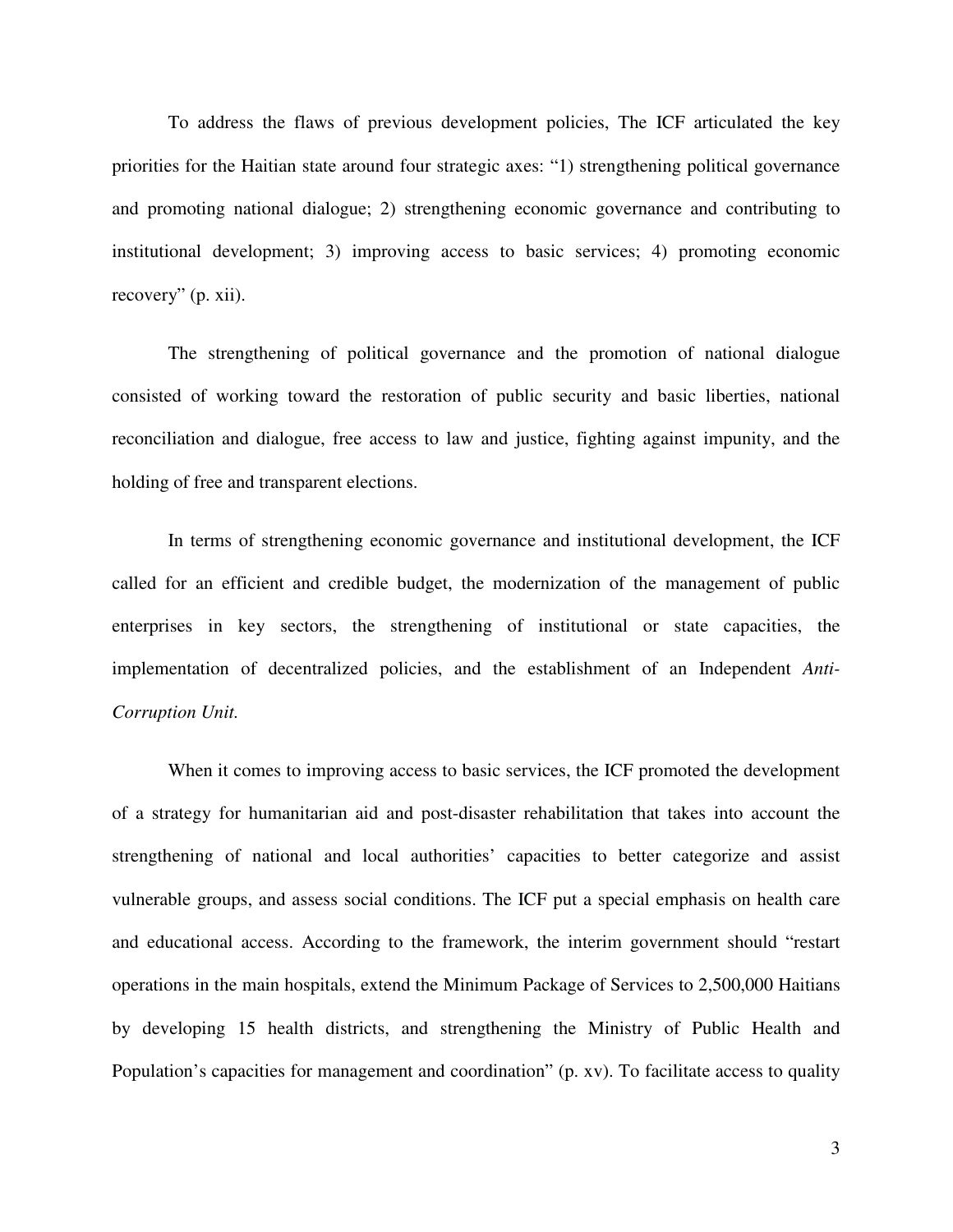To address the flaws of previous development policies, The ICF articulated the key priorities for the Haitian state around four strategic axes: "1) strengthening political governance and promoting national dialogue; 2) strengthening economic governance and contributing to institutional development; 3) improving access to basic services; 4) promoting economic recovery" (p. xii).

The strengthening of political governance and the promotion of national dialogue consisted of working toward the restoration of public security and basic liberties, national reconciliation and dialogue, free access to law and justice, fighting against impunity, and the holding of free and transparent elections.

In terms of strengthening economic governance and institutional development, the ICF called for an efficient and credible budget, the modernization of the management of public enterprises in key sectors, the strengthening of institutional or state capacities, the implementation of decentralized policies, and the establishment of an Independent *Anti-Corruption Unit.*

When it comes to improving access to basic services, the ICF promoted the development of a strategy for humanitarian aid and post-disaster rehabilitation that takes into account the strengthening of national and local authorities' capacities to better categorize and assist vulnerable groups, and assess social conditions. The ICF put a special emphasis on health care and educational access. According to the framework, the interim government should "restart operations in the main hospitals, extend the Minimum Package of Services to 2,500,000 Haitians by developing 15 health districts, and strengthening the Ministry of Public Health and Population's capacities for management and coordination" (p. xv). To facilitate access to quality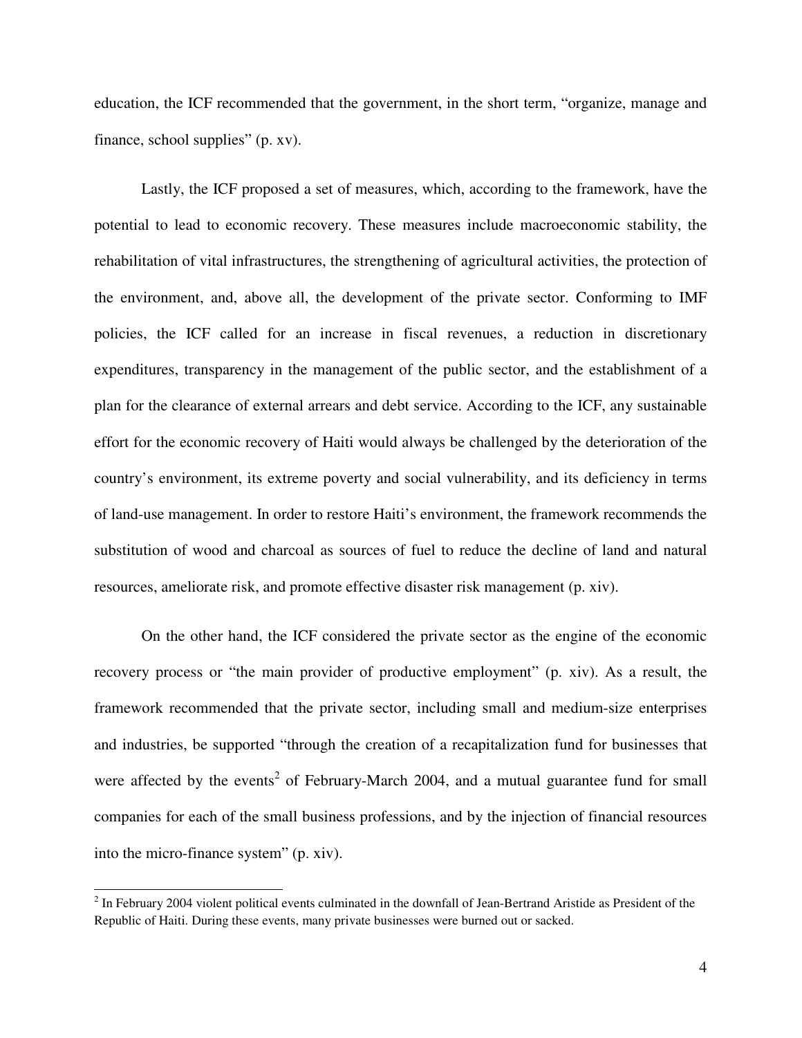education, the ICF recommended that the government, in the short term, "organize, manage and finance, school supplies" (p. xv).

Lastly, the ICF proposed a set of measures, which, according to the framework, have the potential to lead to economic recovery. These measures include macroeconomic stability, the rehabilitation of vital infrastructures, the strengthening of agricultural activities, the protection of the environment, and, above all, the development of the private sector. Conforming to IMF policies, the ICF called for an increase in fiscal revenues, a reduction in discretionary expenditures, transparency in the management of the public sector, and the establishment of a plan for the clearance of external arrears and debt service. According to the ICF, any sustainable effort for the economic recovery of Haiti would always be challenged by the deterioration of the country's environment, its extreme poverty and social vulnerability, and its deficiency in terms of land-use management. In order to restore Haiti's environment, the framework recommends the substitution of wood and charcoal as sources of fuel to reduce the decline of land and natural resources, ameliorate risk, and promote effective disaster risk management (p. xiv).

On the other hand, the ICF considered the private sector as the engine of the economic recovery process or "the main provider of productive employment" (p. xiv). As a result, the framework recommended that the private sector, including small and medium-size enterprises and industries, be supported "through the creation of a recapitalization fund for businesses that were affected by the events[2] of February-March 2004, and a mutual guarantee fund for small companies for each of the small business professions, and by the injection of financial resources into the micro-finance system" (p. xiv).

[2] In February 2004 violent political events culminated in the downfall of Jean-Bertrand Aristide as President of the Republic of Haiti. During these events, many private businesses were burned out or sacked.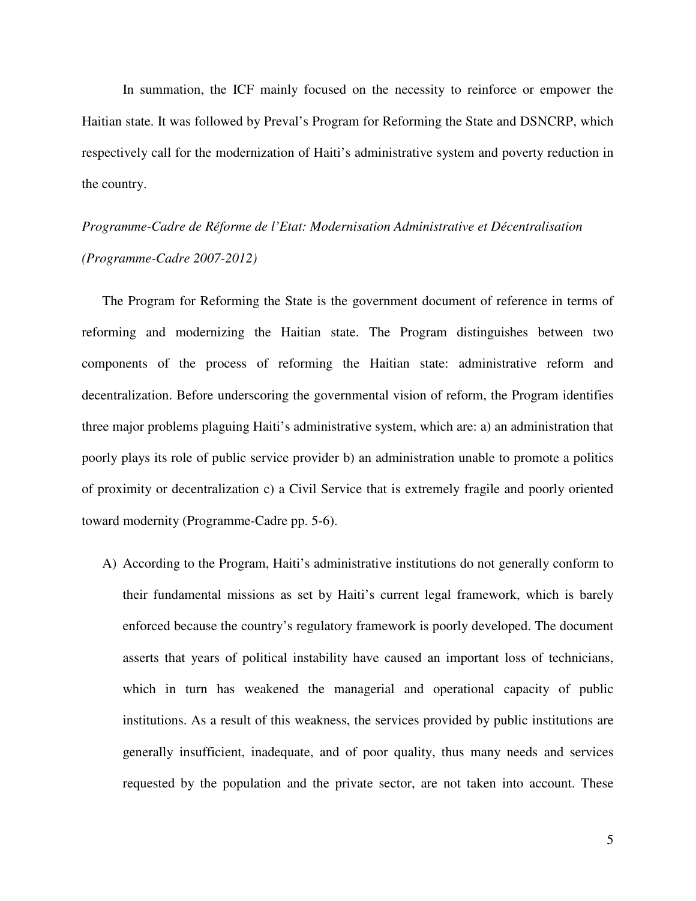In summation, the ICF mainly focused on the necessity to reinforce or empower the Haitian state. It was followed by Preval's Program for Reforming the State and DSNCRP, which respectively call for the modernization of Haiti's administrative system and poverty reduction in the country.

*Programme-Cadre de Réforme de l'Etat: Modernisation Administrative et Décentralisation (Programme-Cadre 2007-2012)*

The Program for Reforming the State is the government document of reference in terms of reforming and modernizing the Haitian state. The Program distinguishes between two components of the process of reforming the Haitian state: administrative reform and decentralization. Before underscoring the governmental vision of reform, the Program identifies three major problems plaguing Haiti's administrative system, which are: a) an administration that poorly plays its role of public service provider b) an administration unable to promote a politics of proximity or decentralization c) a Civil Service that is extremely fragile and poorly oriented toward modernity (Programme-Cadre pp. 5-6).

A) According to the Program, Haiti's administrative institutions do not generally conform to their fundamental missions as set by Haiti's current legal framework, which is barely enforced because the country's regulatory framework is poorly developed. The document asserts that years of political instability have caused an important loss of technicians, which in turn has weakened the managerial and operational capacity of public institutions. As a result of this weakness, the services provided by public institutions are generally insufficient, inadequate, and of poor quality, thus many needs and services requested by the population and the private sector, are not taken into account. These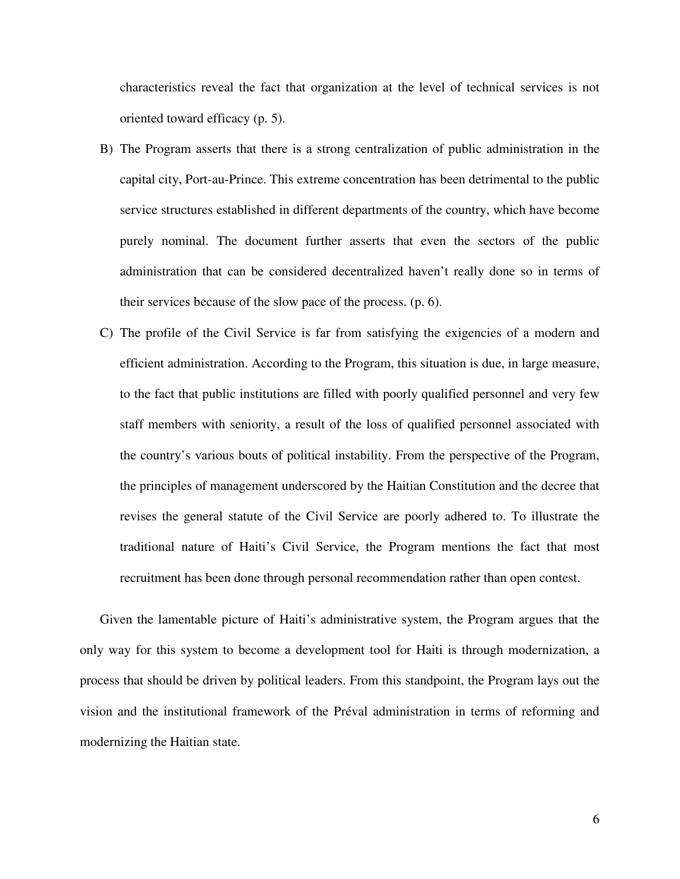characteristics reveal the fact that organization at the level of technical services is not oriented toward efficacy (p. 5).

B) The Program asserts that there is a strong centralization of public administration in the capital city, Port-au-Prince. This extreme concentration has been detrimental to the public service structures established in different departments of the country, which have become purely nominal. The document further asserts that even the sectors of the public administration that can be considered decentralized haven't really done so in terms of their services because of the slow pace of the process. (p. 6).

C) The profile of the Civil Service is far from satisfying the exigencies of a modern and efficient administration. According to the Program, this situation is due, in large measure, to the fact that public institutions are filled with poorly qualified personnel and very few staff members with seniority, a result of the loss of qualified personnel associated with the country's various bouts of political instability. From the perspective of the Program, the principles of management underscored by the Haitian Constitution and the decree that revises the general statute of the Civil Service are poorly adhered to. To illustrate the traditional nature of Haiti's Civil Service, the Program mentions the fact that most recruitment has been done through personal recommendation rather than open contest.

Given the lamentable picture of Haiti's administrative system, the Program argues that the only way for this system to become a development tool for Haiti is through modernization, a process that should be driven by political leaders. From this standpoint, the Program lays out the vision and the institutional framework of the Préval administration in terms of reforming and modernizing the Haitian state.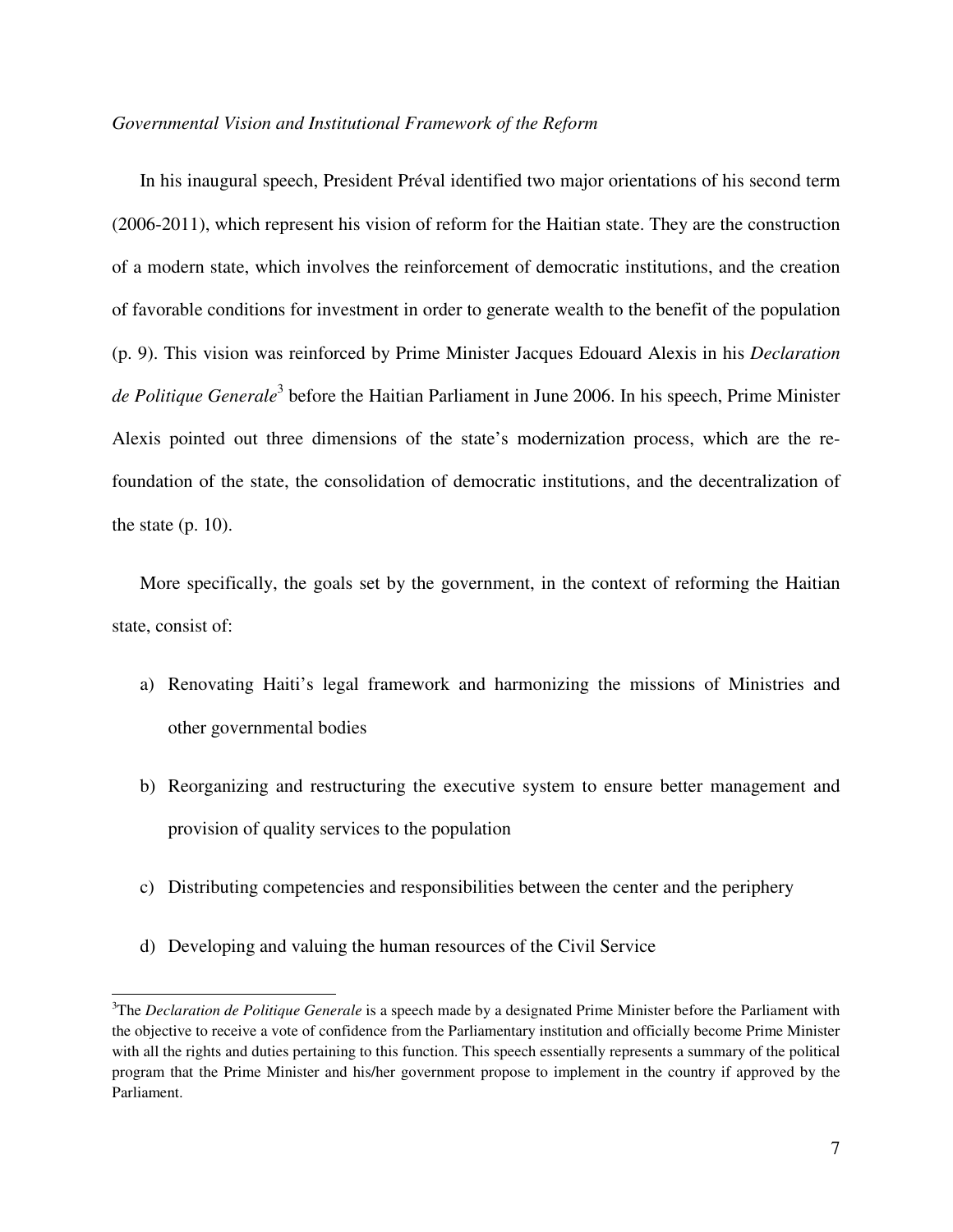*Governmental Vision and Institutional Framework of the Reform*

In his inaugural speech, President Préval identified two major orientations of his second term (2006-2011), which represent his vision of reform for the Haitian state. They are the construction of a modern state, which involves the reinforcement of democratic institutions, and the creation of favorable conditions for investment in order to generate wealth to the benefit of the population (p. 9). This vision was reinforced by Prime Minister Jacques Edouard Alexis in his *Declaration de Politique Generale*[3] before the Haitian Parliament in June 2006. In his speech, Prime Minister Alexis pointed out three dimensions of the state's modernization process, which are the re-foundation of the state, the consolidation of democratic institutions, and the decentralization of the state (p. 10).

More specifically, the goals set by the government, in the context of reforming the Haitian state, consist of:

a) Renovating Haiti's legal framework and harmonizing the missions of Ministries and other governmental bodies

b) Reorganizing and restructuring the executive system to ensure better management and provision of quality services to the population

c) Distributing competencies and responsibilities between the center and the periphery

d) Developing and valuing the human resources of the Civil Service

---

[3]The *Declaration de Politique Generale* is a speech made by a designated Prime Minister before the Parliament with the objective to receive a vote of confidence from the Parliamentary institution and officially become Prime Minister with all the rights and duties pertaining to this function. This speech essentially represents a summary of the political program that the Prime Minister and his/her government propose to implement in the country if approved by the Parliament.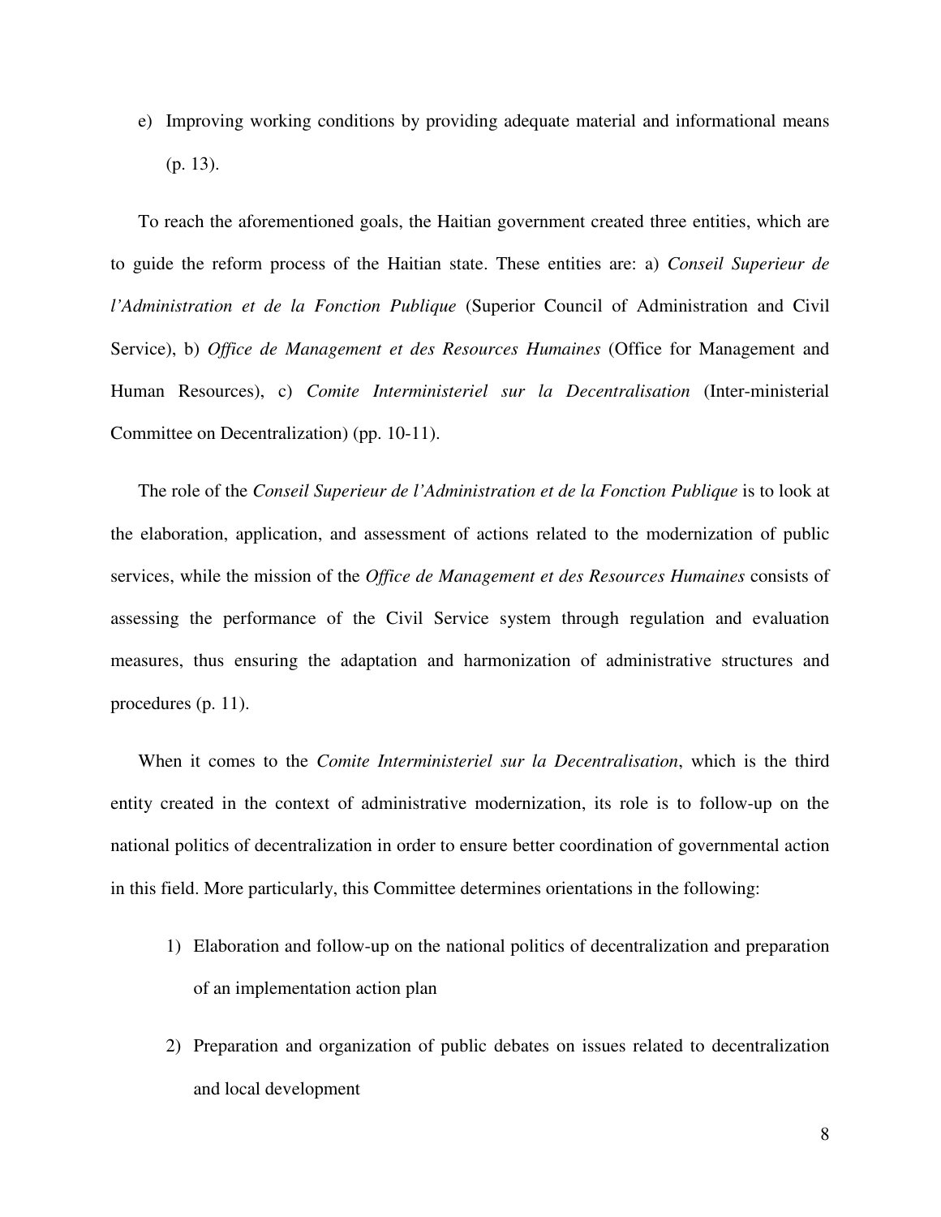e) Improving working conditions by providing adequate material and informational means (p. 13).

To reach the aforementioned goals, the Haitian government created three entities, which are to guide the reform process of the Haitian state. These entities are: a) *Conseil Superieur de l'Administration et de la Fonction Publique* (Superior Council of Administration and Civil Service), b) *Office de Management et des Resources Humaines* (Office for Management and Human Resources), c) *Comite Interministeriel sur la Decentralisation* (Inter-ministerial Committee on Decentralization) (pp. 10-11).

The role of the *Conseil Superieur de l'Administration et de la Fonction Publique* is to look at the elaboration, application, and assessment of actions related to the modernization of public services, while the mission of the *Office de Management et des Resources Humaines* consists of assessing the performance of the Civil Service system through regulation and evaluation measures, thus ensuring the adaptation and harmonization of administrative structures and procedures (p. 11).

When it comes to the *Comite Interministeriel sur la Decentralisation*, which is the third entity created in the context of administrative modernization, its role is to follow-up on the national politics of decentralization in order to ensure better coordination of governmental action in this field. More particularly, this Committee determines orientations in the following:

1) Elaboration and follow-up on the national politics of decentralization and preparation of an implementation action plan
2) Preparation and organization of public debates on issues related to decentralization and local development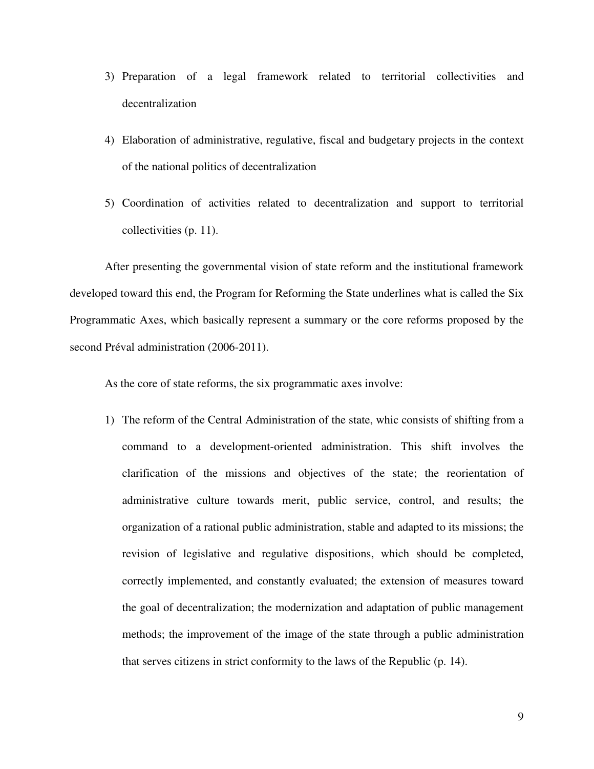3) Preparation of a legal framework related to territorial collectivities and decentralization

4) Elaboration of administrative, regulative, fiscal and budgetary projects in the context of the national politics of decentralization

5) Coordination of activities related to decentralization and support to territorial collectivities (p. 11).

After presenting the governmental vision of state reform and the institutional framework developed toward this end, the Program for Reforming the State underlines what is called the Six Programmatic Axes, which basically represent a summary or the core reforms proposed by the second Préval administration (2006-2011).

As the core of state reforms, the six programmatic axes involve:

1) The reform of the Central Administration of the state, whic consists of shifting from a command to a development-oriented administration. This shift involves the clarification of the missions and objectives of the state; the reorientation of administrative culture towards merit, public service, control, and results; the organization of a rational public administration, stable and adapted to its missions; the revision of legislative and regulative dispositions, which should be completed, correctly implemented, and constantly evaluated; the extension of measures toward the goal of decentralization; the modernization and adaptation of public management methods; the improvement of the image of the state through a public administration that serves citizens in strict conformity to the laws of the Republic (p. 14).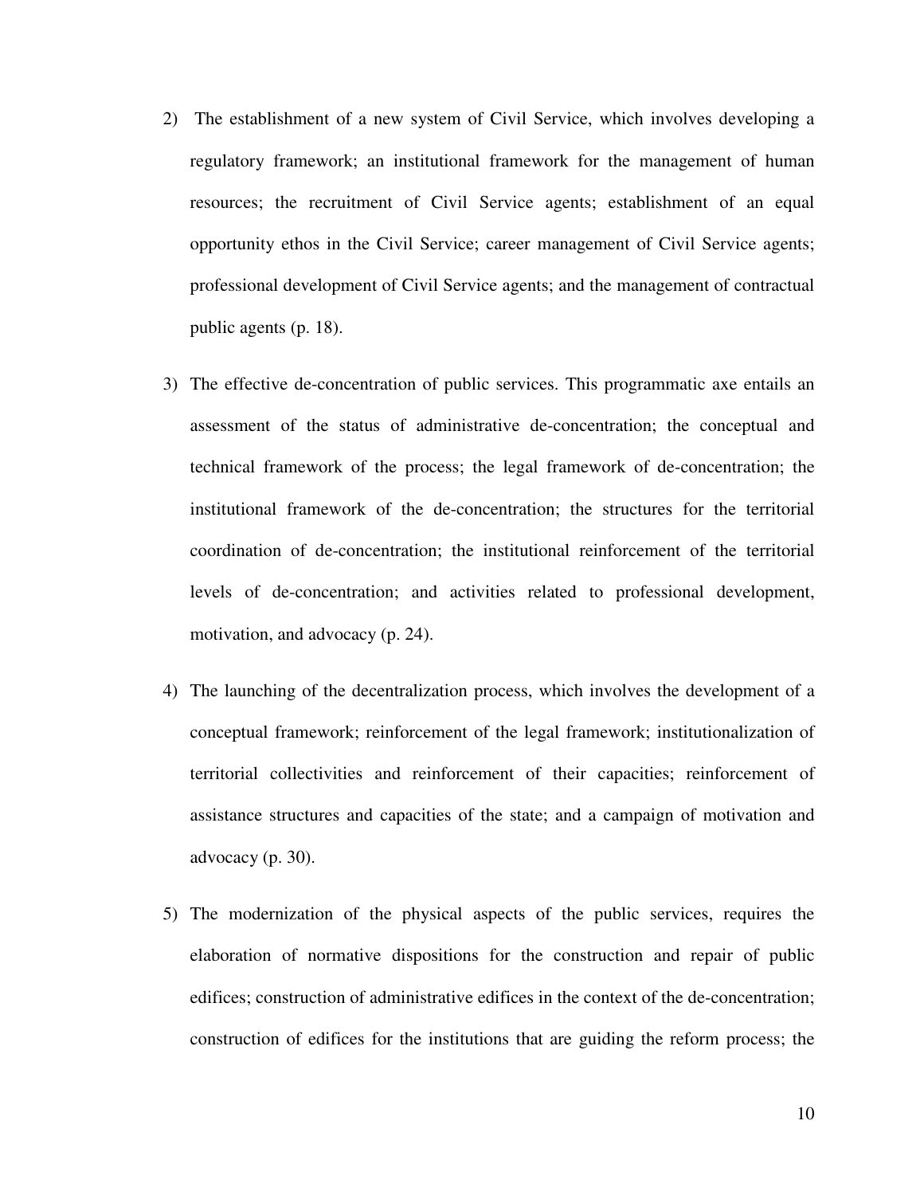2) The establishment of a new system of Civil Service, which involves developing a regulatory framework; an institutional framework for the management of human resources; the recruitment of Civil Service agents; establishment of an equal opportunity ethos in the Civil Service; career management of Civil Service agents; professional development of Civil Service agents; and the management of contractual public agents (p. 18).

3) The effective de-concentration of public services. This programmatic axe entails an assessment of the status of administrative de-concentration; the conceptual and technical framework of the process; the legal framework of de-concentration; the institutional framework of the de-concentration; the structures for the territorial coordination of de-concentration; the institutional reinforcement of the territorial levels of de-concentration; and activities related to professional development, motivation, and advocacy (p. 24).

4) The launching of the decentralization process, which involves the development of a conceptual framework; reinforcement of the legal framework; institutionalization of territorial collectivities and reinforcement of their capacities; reinforcement of assistance structures and capacities of the state; and a campaign of motivation and advocacy (p. 30).

5) The modernization of the physical aspects of the public services, requires the elaboration of normative dispositions for the construction and repair of public edifices; construction of administrative edifices in the context of the de-concentration; construction of edifices for the institutions that are guiding the reform process; the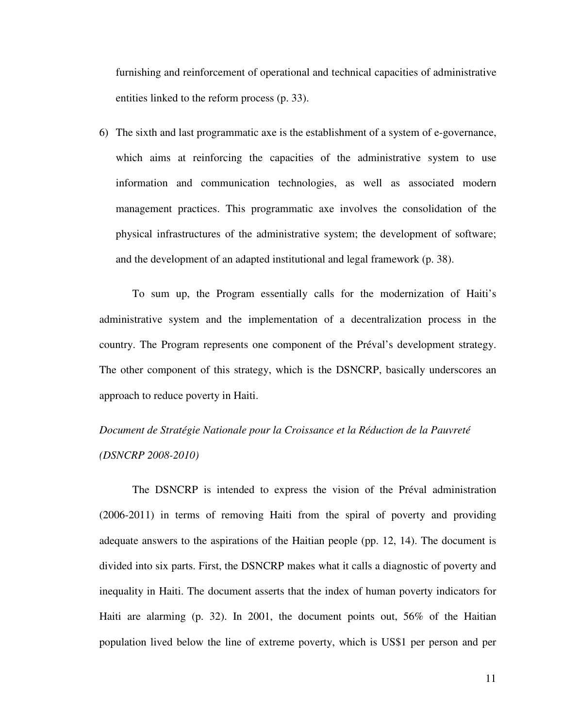furnishing and reinforcement of operational and technical capacities of administrative entities linked to the reform process (p. 33).

6) The sixth and last programmatic axe is the establishment of a system of e-governance, which aims at reinforcing the capacities of the administrative system to use information and communication technologies, as well as associated modern management practices. This programmatic axe involves the consolidation of the physical infrastructures of the administrative system; the development of software; and the development of an adapted institutional and legal framework (p. 38).

To sum up, the Program essentially calls for the modernization of Haiti's administrative system and the implementation of a decentralization process in the country. The Program represents one component of the Préval's development strategy. The other component of this strategy, which is the DSNCRP, basically underscores an approach to reduce poverty in Haiti.

*Document de Stratégie Nationale pour la Croissance et la Réduction de la Pauvreté (DSNCRP 2008-2010)*

The DSNCRP is intended to express the vision of the Préval administration (2006-2011) in terms of removing Haiti from the spiral of poverty and providing adequate answers to the aspirations of the Haitian people (pp. 12, 14). The document is divided into six parts. First, the DSNCRP makes what it calls a diagnostic of poverty and inequality in Haiti. The document asserts that the index of human poverty indicators for Haiti are alarming (p. 32). In 2001, the document points out, 56% of the Haitian population lived below the line of extreme poverty, which is US$1 per person and per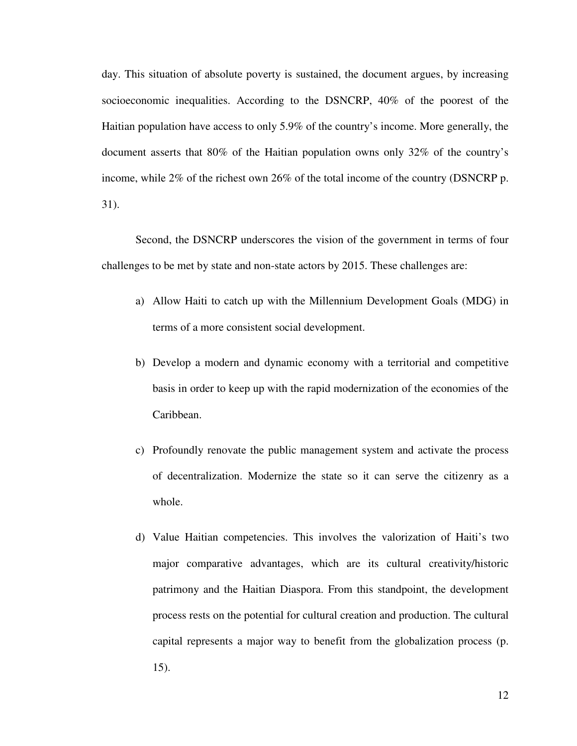day. This situation of absolute poverty is sustained, the document argues, by increasing socioeconomic inequalities. According to the DSNCRP, 40% of the poorest of the Haitian population have access to only 5.9% of the country's income. More generally, the document asserts that 80% of the Haitian population owns only 32% of the country's income, while 2% of the richest own 26% of the total income of the country (DSNCRP p. 31).

Second, the DSNCRP underscores the vision of the government in terms of four challenges to be met by state and non-state actors by 2015. These challenges are:

a) Allow Haiti to catch up with the Millennium Development Goals (MDG) in terms of a more consistent social development.

b) Develop a modern and dynamic economy with a territorial and competitive basis in order to keep up with the rapid modernization of the economies of the Caribbean.

c) Profoundly renovate the public management system and activate the process of decentralization. Modernize the state so it can serve the citizenry as a whole.

d) Value Haitian competencies. This involves the valorization of Haiti's two major comparative advantages, which are its cultural creativity/historic patrimony and the Haitian Diaspora. From this standpoint, the development process rests on the potential for cultural creation and production. The cultural capital represents a major way to benefit from the globalization process (p. 15).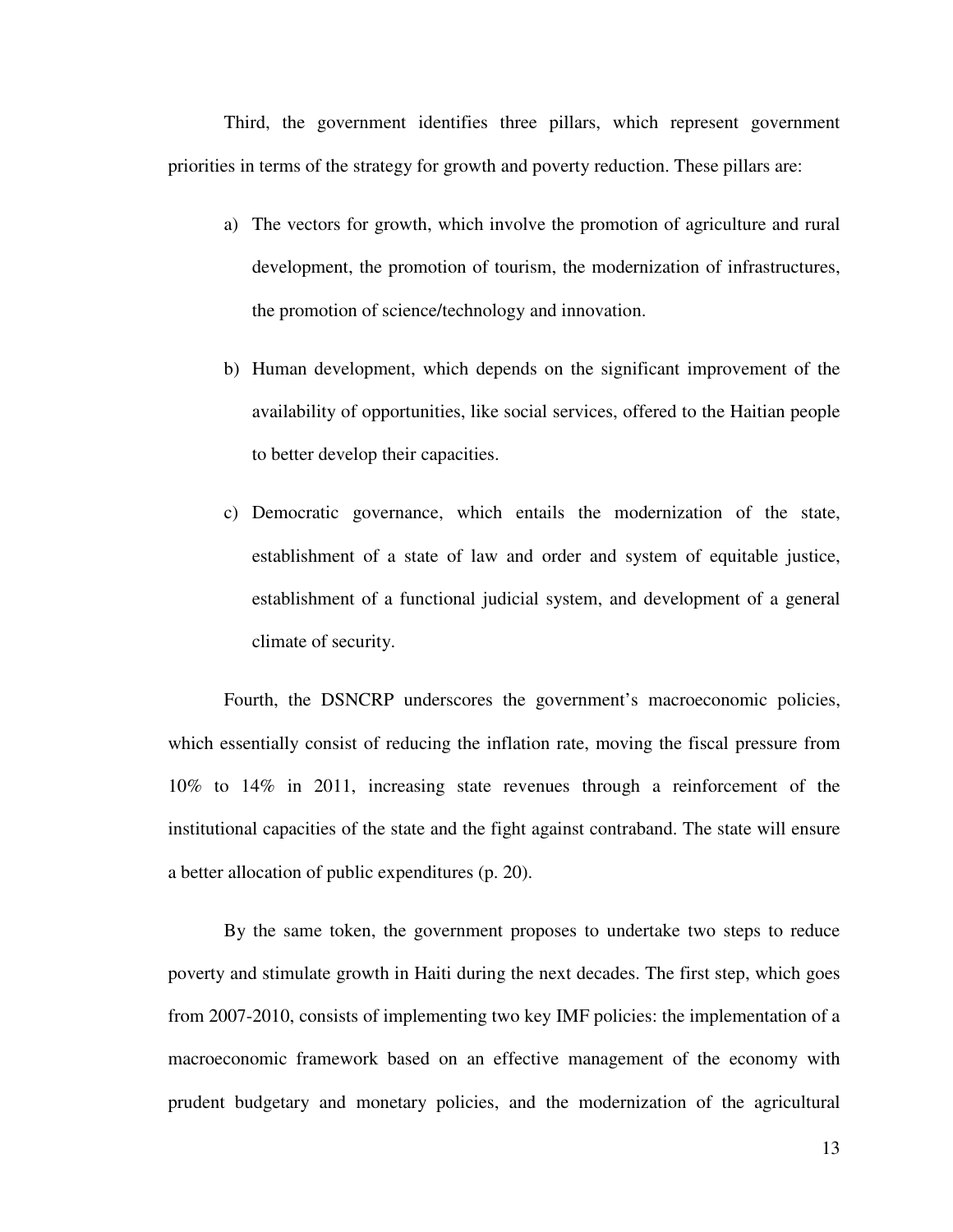Third, the government identifies three pillars, which represent government priorities in terms of the strategy for growth and poverty reduction. These pillars are:

a) The vectors for growth, which involve the promotion of agriculture and rural development, the promotion of tourism, the modernization of infrastructures, the promotion of science/technology and innovation.

b) Human development, which depends on the significant improvement of the availability of opportunities, like social services, offered to the Haitian people to better develop their capacities.

c) Democratic governance, which entails the modernization of the state, establishment of a state of law and order and system of equitable justice, establishment of a functional judicial system, and development of a general climate of security.

Fourth, the DSNCRP underscores the government's macroeconomic policies, which essentially consist of reducing the inflation rate, moving the fiscal pressure from 10% to 14% in 2011, increasing state revenues through a reinforcement of the institutional capacities of the state and the fight against contraband. The state will ensure a better allocation of public expenditures (p. 20).

By the same token, the government proposes to undertake two steps to reduce poverty and stimulate growth in Haiti during the next decades. The first step, which goes from 2007-2010, consists of implementing two key IMF policies: the implementation of a macroeconomic framework based on an effective management of the economy with prudent budgetary and monetary policies, and the modernization of the agricultural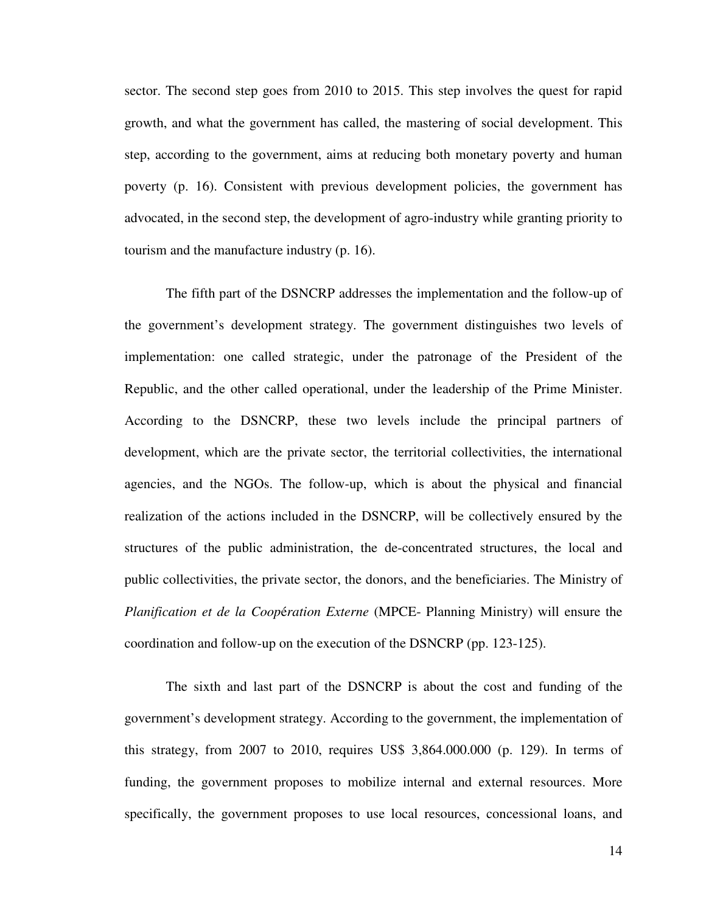sector. The second step goes from 2010 to 2015. This step involves the quest for rapid growth, and what the government has called, the mastering of social development. This step, according to the government, aims at reducing both monetary poverty and human poverty (p. 16). Consistent with previous development policies, the government has advocated, in the second step, the development of agro-industry while granting priority to tourism and the manufacture industry (p. 16).

The fifth part of the DSNCRP addresses the implementation and the follow-up of the government's development strategy. The government distinguishes two levels of implementation: one called strategic, under the patronage of the President of the Republic, and the other called operational, under the leadership of the Prime Minister. According to the DSNCRP, these two levels include the principal partners of development, which are the private sector, the territorial collectivities, the international agencies, and the NGOs. The follow-up, which is about the physical and financial realization of the actions included in the DSNCRP, will be collectively ensured by the structures of the public administration, the de-concentrated structures, the local and public collectivities, the private sector, the donors, and the beneficiaries. The Ministry of *Planification et de la Coopération Externe* (MPCE- Planning Ministry) will ensure the coordination and follow-up on the execution of the DSNCRP (pp. 123-125).

The sixth and last part of the DSNCRP is about the cost and funding of the government's development strategy. According to the government, the implementation of this strategy, from 2007 to 2010, requires US$ 3,864.000.000 (p. 129). In terms of funding, the government proposes to mobilize internal and external resources. More specifically, the government proposes to use local resources, concessional loans, and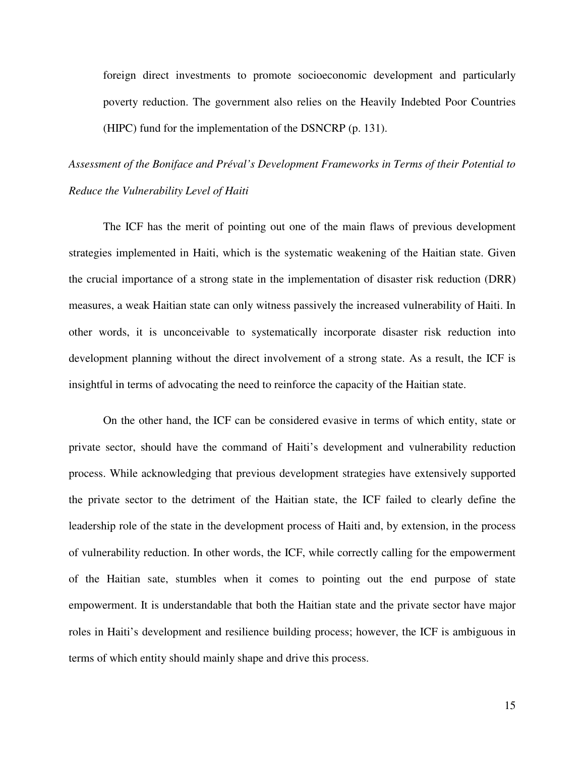foreign direct investments to promote socioeconomic development and particularly poverty reduction. The government also relies on the Heavily Indebted Poor Countries (HIPC) fund for the implementation of the DSNCRP (p. 131).

*Assessment of the Boniface and Préval's Development Frameworks in Terms of their Potential to Reduce the Vulnerability Level of Haiti*

The ICF has the merit of pointing out one of the main flaws of previous development strategies implemented in Haiti, which is the systematic weakening of the Haitian state. Given the crucial importance of a strong state in the implementation of disaster risk reduction (DRR) measures, a weak Haitian state can only witness passively the increased vulnerability of Haiti. In other words, it is unconceivable to systematically incorporate disaster risk reduction into development planning without the direct involvement of a strong state. As a result, the ICF is insightful in terms of advocating the need to reinforce the capacity of the Haitian state.

On the other hand, the ICF can be considered evasive in terms of which entity, state or private sector, should have the command of Haiti's development and vulnerability reduction process. While acknowledging that previous development strategies have extensively supported the private sector to the detriment of the Haitian state, the ICF failed to clearly define the leadership role of the state in the development process of Haiti and, by extension, in the process of vulnerability reduction. In other words, the ICF, while correctly calling for the empowerment of the Haitian sate, stumbles when it comes to pointing out the end purpose of state empowerment. It is understandable that both the Haitian state and the private sector have major roles in Haiti's development and resilience building process; however, the ICF is ambiguous in terms of which entity should mainly shape and drive this process.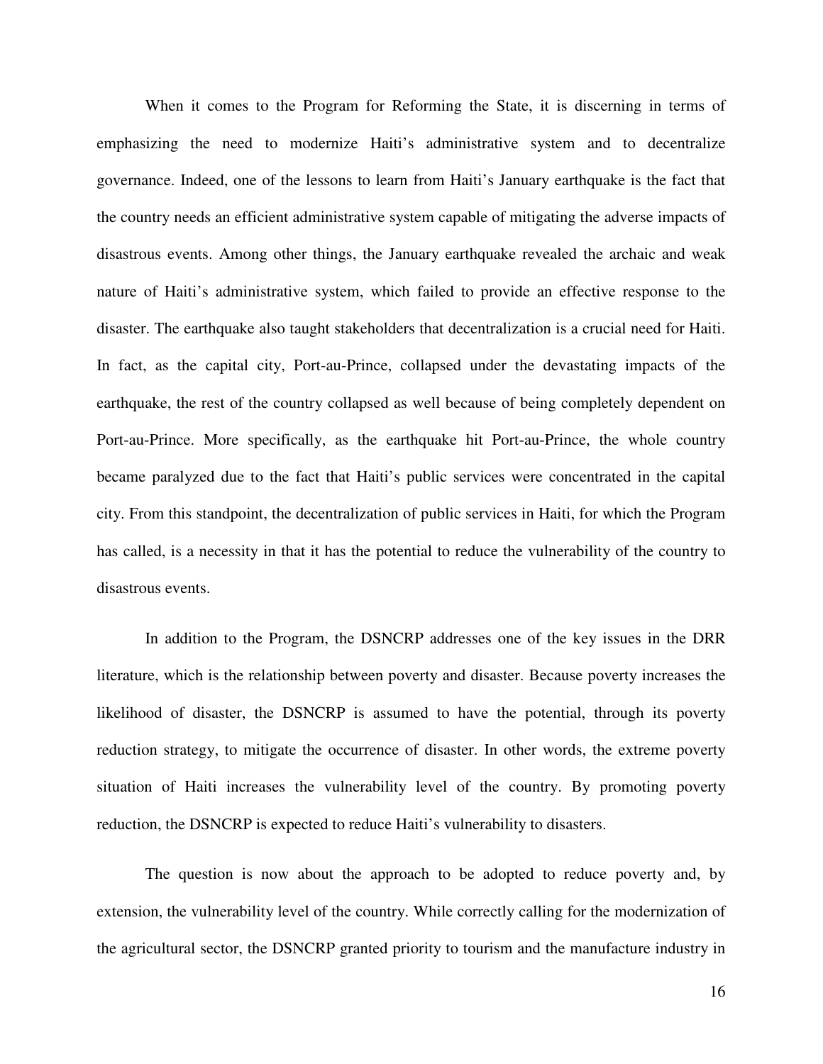When it comes to the Program for Reforming the State, it is discerning in terms of emphasizing the need to modernize Haiti's administrative system and to decentralize governance. Indeed, one of the lessons to learn from Haiti's January earthquake is the fact that the country needs an efficient administrative system capable of mitigating the adverse impacts of disastrous events. Among other things, the January earthquake revealed the archaic and weak nature of Haiti's administrative system, which failed to provide an effective response to the disaster. The earthquake also taught stakeholders that decentralization is a crucial need for Haiti. In fact, as the capital city, Port-au-Prince, collapsed under the devastating impacts of the earthquake, the rest of the country collapsed as well because of being completely dependent on Port-au-Prince. More specifically, as the earthquake hit Port-au-Prince, the whole country became paralyzed due to the fact that Haiti's public services were concentrated in the capital city. From this standpoint, the decentralization of public services in Haiti, for which the Program has called, is a necessity in that it has the potential to reduce the vulnerability of the country to disastrous events.

In addition to the Program, the DSNCRP addresses one of the key issues in the DRR literature, which is the relationship between poverty and disaster. Because poverty increases the likelihood of disaster, the DSNCRP is assumed to have the potential, through its poverty reduction strategy, to mitigate the occurrence of disaster. In other words, the extreme poverty situation of Haiti increases the vulnerability level of the country. By promoting poverty reduction, the DSNCRP is expected to reduce Haiti's vulnerability to disasters.

The question is now about the approach to be adopted to reduce poverty and, by extension, the vulnerability level of the country. While correctly calling for the modernization of the agricultural sector, the DSNCRP granted priority to tourism and the manufacture industry in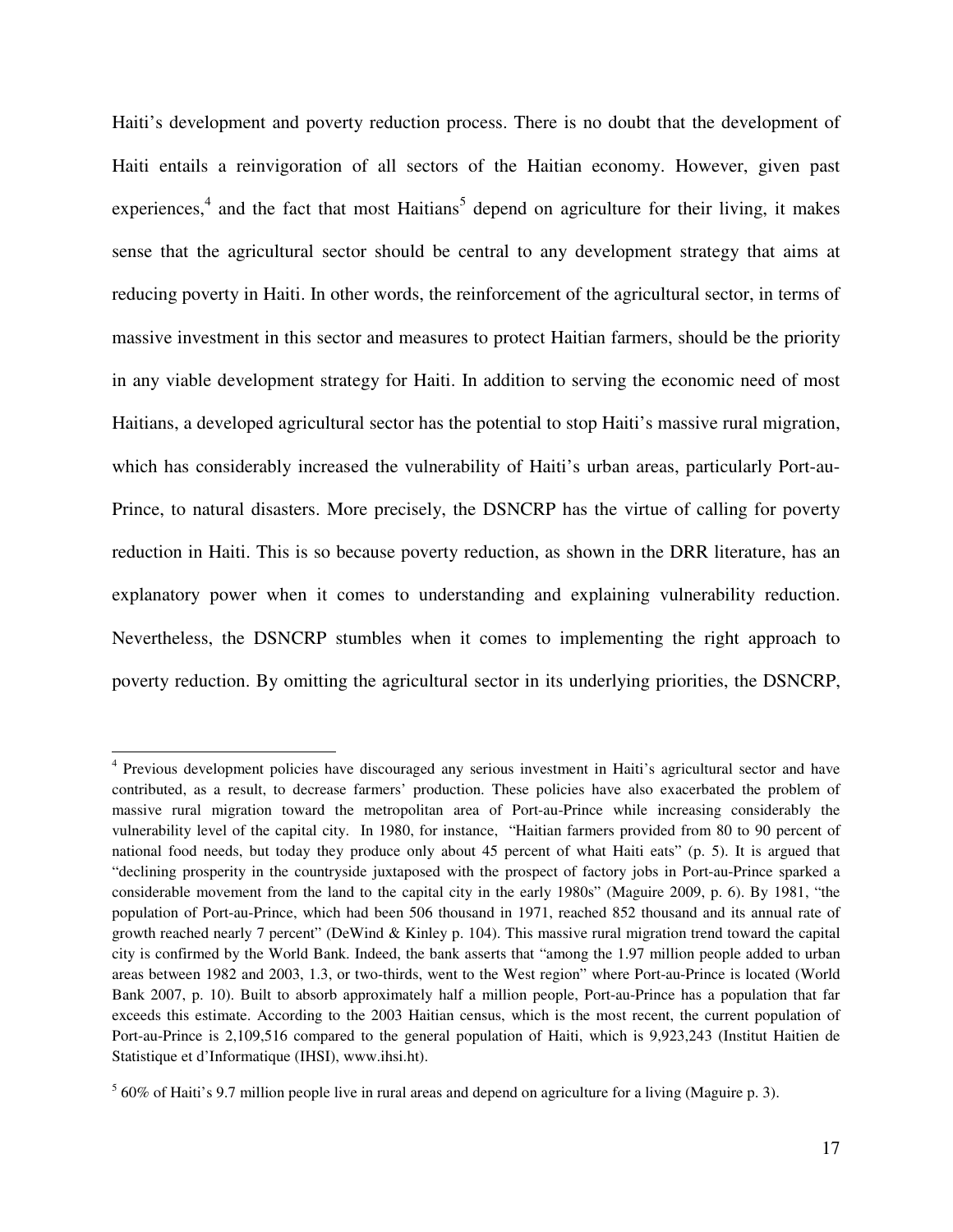Haiti's development and poverty reduction process. There is no doubt that the development of Haiti entails a reinvigoration of all sectors of the Haitian economy. However, given past experiences,[4] and the fact that most Haitians[5] depend on agriculture for their living, it makes sense that the agricultural sector should be central to any development strategy that aims at reducing poverty in Haiti. In other words, the reinforcement of the agricultural sector, in terms of massive investment in this sector and measures to protect Haitian farmers, should be the priority in any viable development strategy for Haiti. In addition to serving the economic need of most Haitians, a developed agricultural sector has the potential to stop Haiti's massive rural migration, which has considerably increased the vulnerability of Haiti's urban areas, particularly Port-au-Prince, to natural disasters. More precisely, the DSNCRP has the virtue of calling for poverty reduction in Haiti. This is so because poverty reduction, as shown in the DRR literature, has an explanatory power when it comes to understanding and explaining vulnerability reduction. Nevertheless, the DSNCRP stumbles when it comes to implementing the right approach to poverty reduction. By omitting the agricultural sector in its underlying priorities, the DSNCRP,

---

[4] Previous development policies have discouraged any serious investment in Haiti's agricultural sector and have contributed, as a result, to decrease farmers' production. These policies have also exacerbated the problem of massive rural migration toward the metropolitan area of Port-au-Prince while increasing considerably the vulnerability level of the capital city. In 1980, for instance, "Haitian farmers provided from 80 to 90 percent of national food needs, but today they produce only about 45 percent of what Haiti eats" (p. 5). It is argued that "declining prosperity in the countryside juxtaposed with the prospect of factory jobs in Port-au-Prince sparked a considerable movement from the land to the capital city in the early 1980s" (Maguire 2009, p. 6). By 1981, "the population of Port-au-Prince, which had been 506 thousand in 1971, reached 852 thousand and its annual rate of growth reached nearly 7 percent" (DeWind & Kinley p. 104). This massive rural migration trend toward the capital city is confirmed by the World Bank. Indeed, the bank asserts that "among the 1.97 million people added to urban areas between 1982 and 2003, 1.3, or two-thirds, went to the West region" where Port-au-Prince is located (World Bank 2007, p. 10). Built to absorb approximately half a million people, Port-au-Prince has a population that far exceeds this estimate. According to the 2003 Haitian census, which is the most recent, the current population of Port-au-Prince is 2,109,516 compared to the general population of Haiti, which is 9,923,243 (Institut Haitien de Statistique et d'Informatique (IHSI), www.ihsi.ht).

[5] 60% of Haiti's 9.7 million people live in rural areas and depend on agriculture for a living (Maguire p. 3).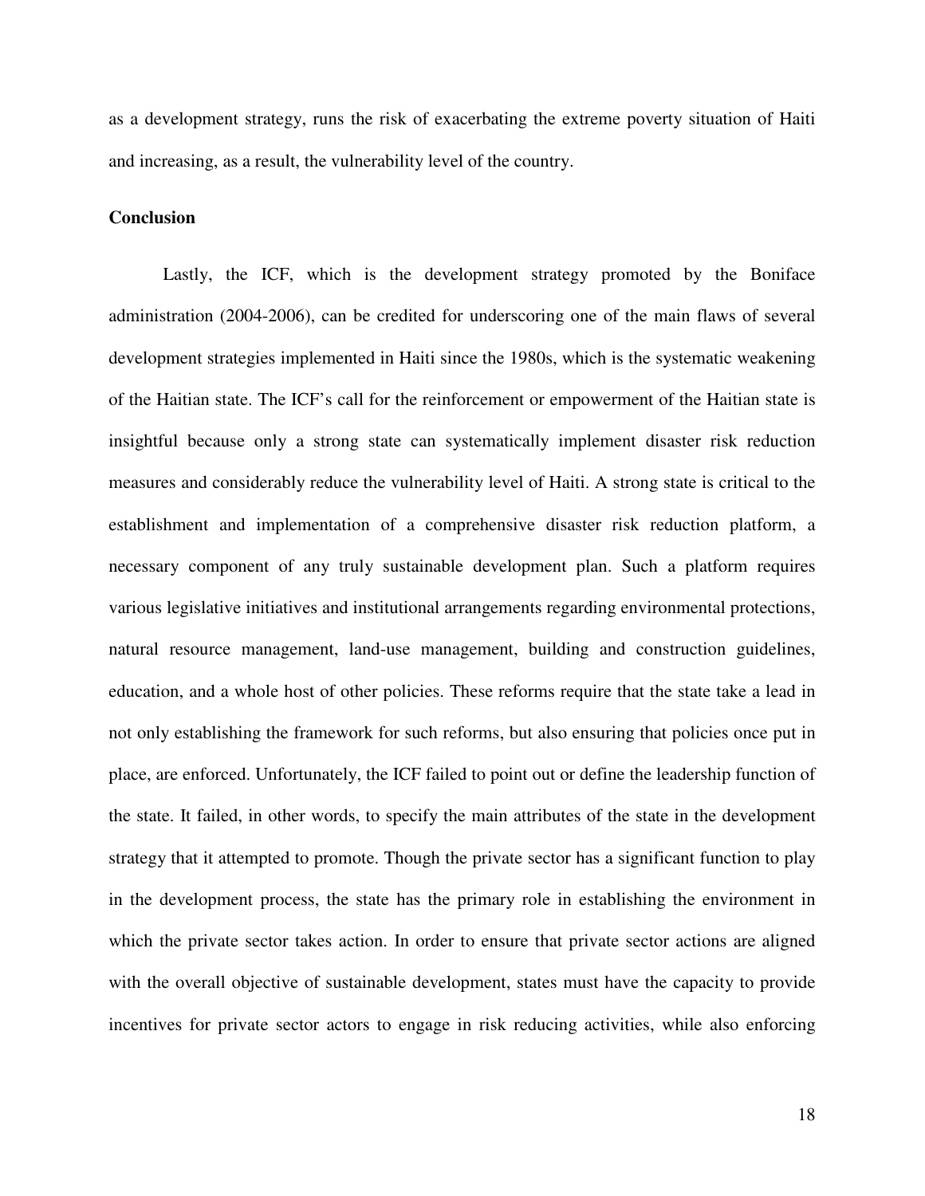as a development strategy, runs the risk of exacerbating the extreme poverty situation of Haiti and increasing, as a result, the vulnerability level of the country.

**Conclusion**

Lastly, the ICF, which is the development strategy promoted by the Boniface administration (2004-2006), can be credited for underscoring one of the main flaws of several development strategies implemented in Haiti since the 1980s, which is the systematic weakening of the Haitian state. The ICF's call for the reinforcement or empowerment of the Haitian state is insightful because only a strong state can systematically implement disaster risk reduction measures and considerably reduce the vulnerability level of Haiti. A strong state is critical to the establishment and implementation of a comprehensive disaster risk reduction platform, a necessary component of any truly sustainable development plan. Such a platform requires various legislative initiatives and institutional arrangements regarding environmental protections, natural resource management, land-use management, building and construction guidelines, education, and a whole host of other policies. These reforms require that the state take a lead in not only establishing the framework for such reforms, but also ensuring that policies once put in place, are enforced. Unfortunately, the ICF failed to point out or define the leadership function of the state. It failed, in other words, to specify the main attributes of the state in the development strategy that it attempted to promote. Though the private sector has a significant function to play in the development process, the state has the primary role in establishing the environment in which the private sector takes action. In order to ensure that private sector actions are aligned with the overall objective of sustainable development, states must have the capacity to provide incentives for private sector actors to engage in risk reducing activities, while also enforcing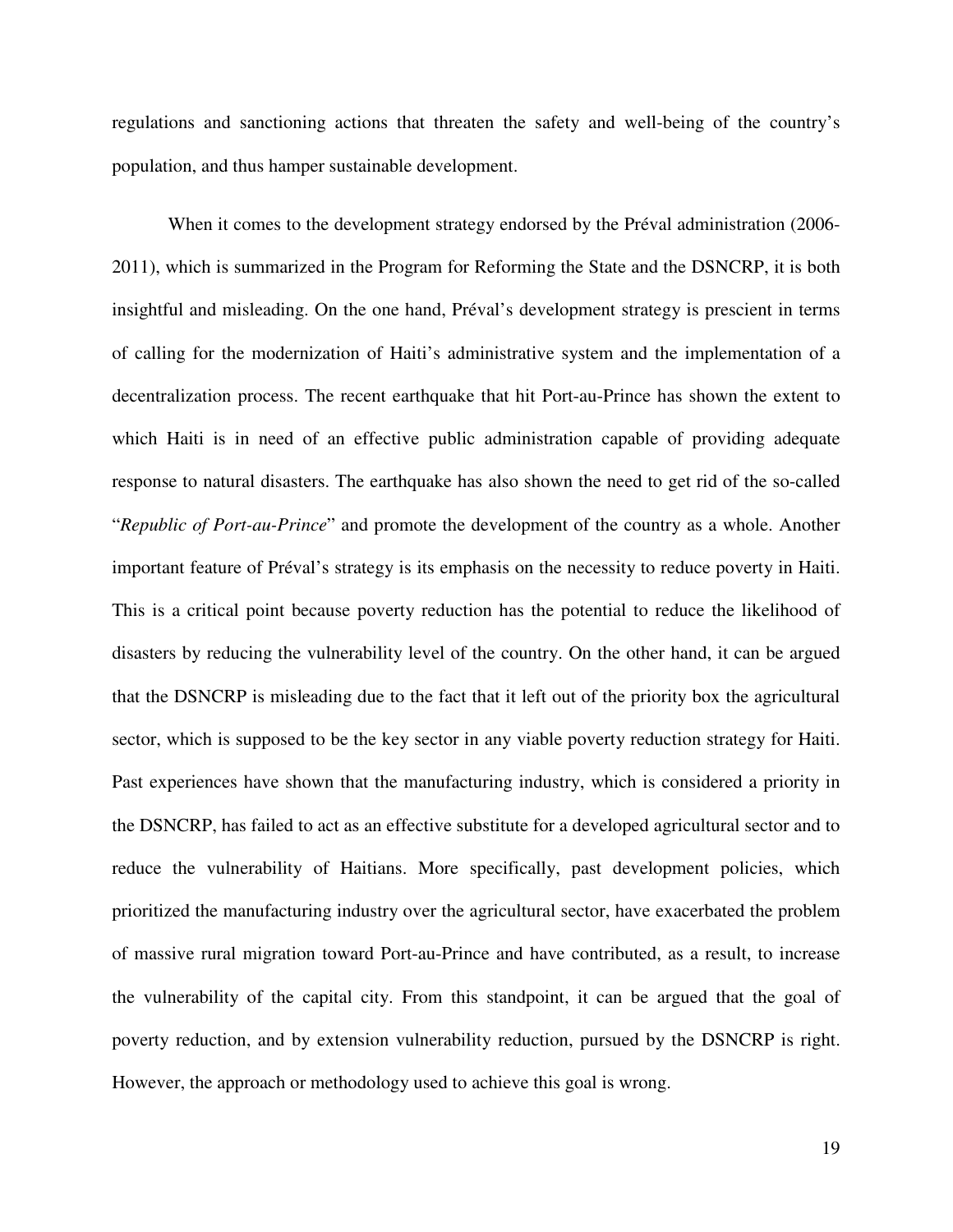regulations and sanctioning actions that threaten the safety and well-being of the country's population, and thus hamper sustainable development.

When it comes to the development strategy endorsed by the Préval administration (2006-2011), which is summarized in the Program for Reforming the State and the DSNCRP, it is both insightful and misleading. On the one hand, Préval's development strategy is prescient in terms of calling for the modernization of Haiti's administrative system and the implementation of a decentralization process. The recent earthquake that hit Port-au-Prince has shown the extent to which Haiti is in need of an effective public administration capable of providing adequate response to natural disasters. The earthquake has also shown the need to get rid of the so-called "*Republic of Port-au-Prince*" and promote the development of the country as a whole. Another important feature of Préval's strategy is its emphasis on the necessity to reduce poverty in Haiti. This is a critical point because poverty reduction has the potential to reduce the likelihood of disasters by reducing the vulnerability level of the country. On the other hand, it can be argued that the DSNCRP is misleading due to the fact that it left out of the priority box the agricultural sector, which is supposed to be the key sector in any viable poverty reduction strategy for Haiti. Past experiences have shown that the manufacturing industry, which is considered a priority in the DSNCRP, has failed to act as an effective substitute for a developed agricultural sector and to reduce the vulnerability of Haitians. More specifically, past development policies, which prioritized the manufacturing industry over the agricultural sector, have exacerbated the problem of massive rural migration toward Port-au-Prince and have contributed, as a result, to increase the vulnerability of the capital city. From this standpoint, it can be argued that the goal of poverty reduction, and by extension vulnerability reduction, pursued by the DSNCRP is right. However, the approach or methodology used to achieve this goal is wrong.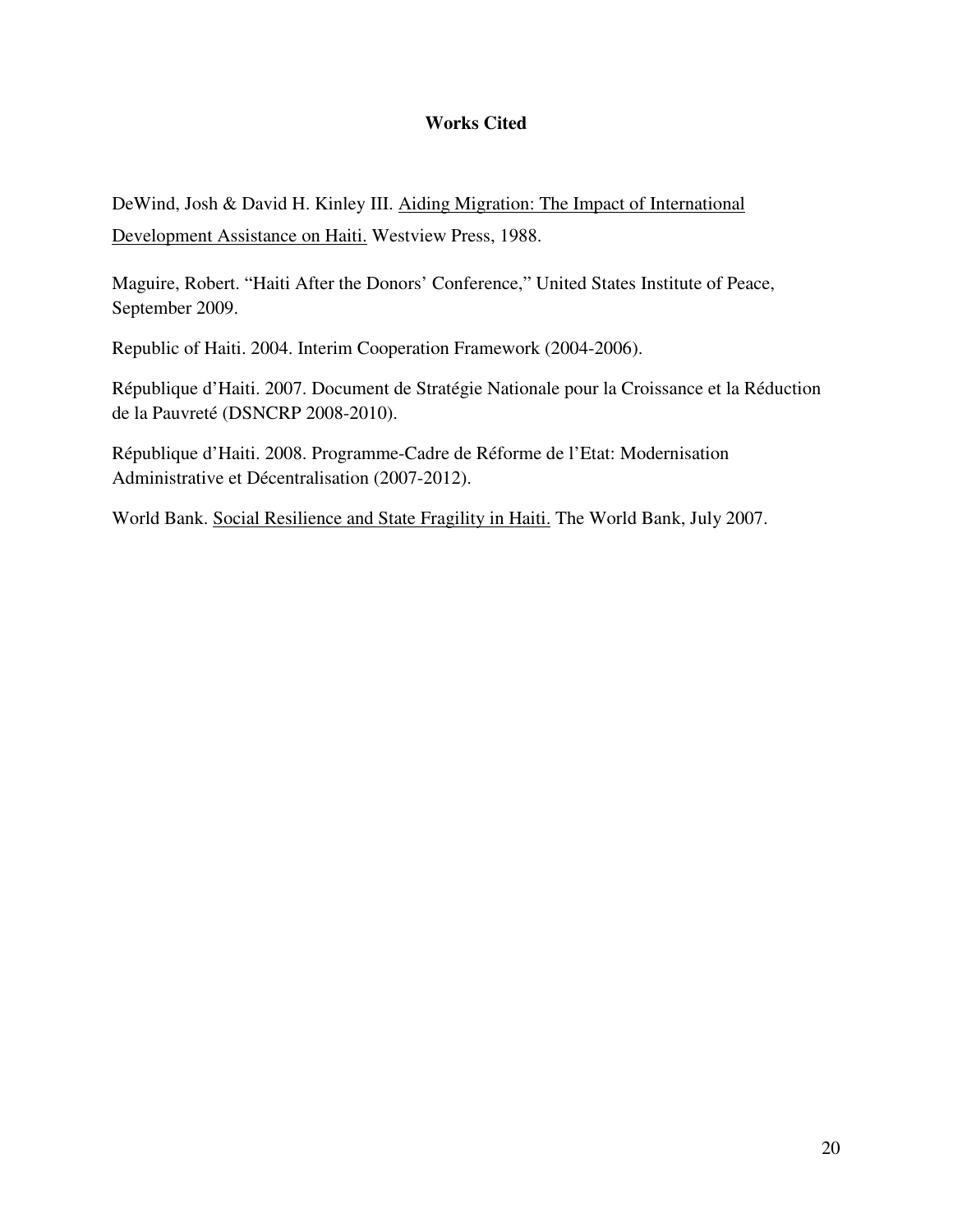## Works Cited

DeWind, Josh & David H. Kinley III. Aiding Migration: The Impact of International Development Assistance on Haiti. Westview Press, 1988.

Maguire, Robert. "Haiti After the Donors' Conference," United States Institute of Peace, September 2009.

Republic of Haiti. 2004. Interim Cooperation Framework (2004-2006).

République d'Haiti. 2007. Document de Stratégie Nationale pour la Croissance et la Réduction de la Pauvreté (DSNCRP 2008-2010).

République d'Haiti. 2008. Programme-Cadre de Réforme de l'Etat: Modernisation Administrative et Décentralisation (2007-2012).

World Bank. Social Resilience and State Fragility in Haiti. The World Bank, July 2007.